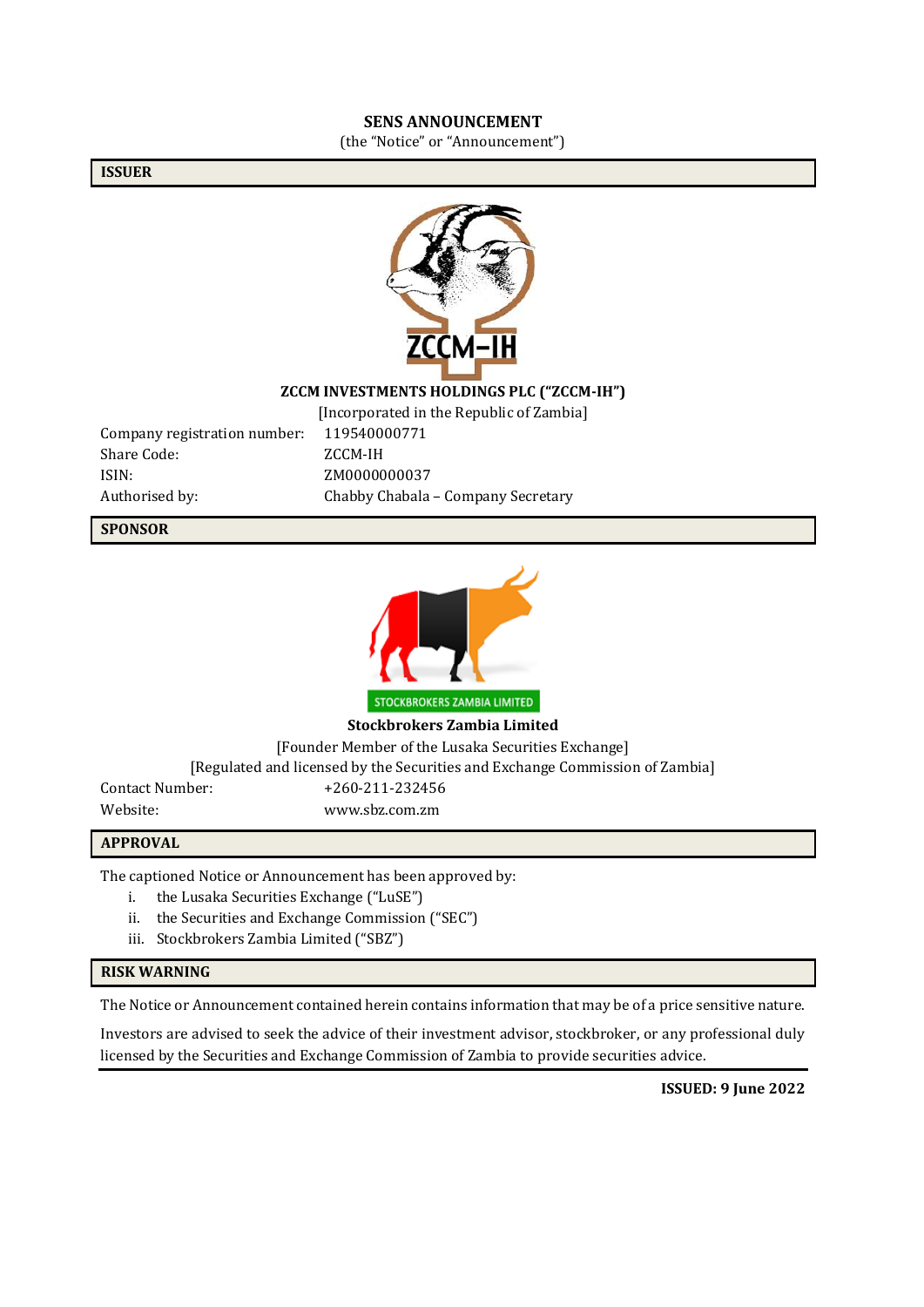# SENS ANNOUNCEMENT

(the "Notice" or "Announcement")

## ISSUER

**ZCCM INVESTMENTS HOLDINGS PLC ("ZCCM-IH")**

[Incorporated in the Republic of Zambia]

| | |
|---|---|
| Company registration number: | 119540000771 |
| Share Code: | ZCCM-IH |
| ISIN: | ZM0000000037 |
| Authorised by: | Chabby Chabala – Company Secretary |

## SPONSOR

**Stockbrokers Zambia Limited**

[Founder Member of the Lusaka Securities Exchange]

[Regulated and licensed by the Securities and Exchange Commission of Zambia]

| | |
|---|---|
| Contact Number: | +260-211-232456 |
| Website: | www.sbz.com.zm |

## APPROVAL

The captioned Notice or Announcement has been approved by:

i. the Lusaka Securities Exchange ("LuSE")
ii. the Securities and Exchange Commission ("SEC")
iii. Stockbrokers Zambia Limited ("SBZ")

## RISK WARNING

The Notice or Announcement contained herein contains information that may be of a price sensitive nature.

Investors are advised to seek the advice of their investment advisor, stockbroker, or any professional duly licensed by the Securities and Exchange Commission of Zambia to provide securities advice.

**ISSUED: 9 June 2022**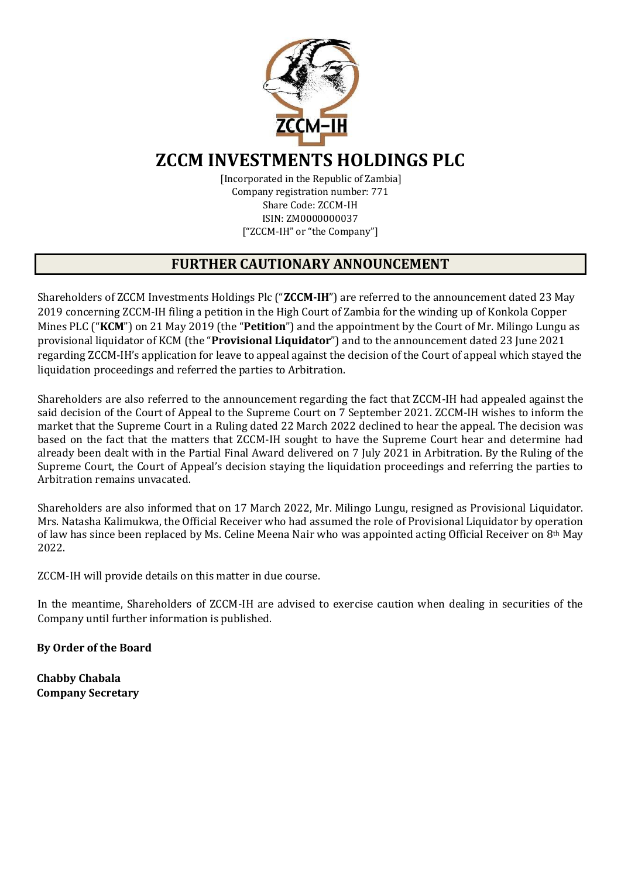# ZCCM INVESTMENTS HOLDINGS PLC

[Incorporated in the Republic of Zambia]
Company registration number: 771
Share Code: ZCCM-IH
ISIN: ZM0000000037
["ZCCM-IH" or "the Company"]

## FURTHER CAUTIONARY ANNOUNCEMENT

Shareholders of ZCCM Investments Holdings Plc ("**ZCCM-IH**") are referred to the announcement dated 23 May 2019 concerning ZCCM-IH filing a petition in the High Court of Zambia for the winding up of Konkola Copper Mines PLC ("**KCM**") on 21 May 2019 (the "**Petition**") and the appointment by the Court of Mr. Milingo Lungu as provisional liquidator of KCM (the "**Provisional Liquidator**") and to the announcement dated 23 June 2021 regarding ZCCM-IH's application for leave to appeal against the decision of the Court of appeal which stayed the liquidation proceedings and referred the parties to Arbitration.

Shareholders are also referred to the announcement regarding the fact that ZCCM-IH had appealed against the said decision of the Court of Appeal to the Supreme Court on 7 September 2021. ZCCM-IH wishes to inform the market that the Supreme Court in a Ruling dated 22 March 2022 declined to hear the appeal. The decision was based on the fact that the matters that ZCCM-IH sought to have the Supreme Court hear and determine had already been dealt with in the Partial Final Award delivered on 7 July 2021 in Arbitration. By the Ruling of the Supreme Court, the Court of Appeal's decision staying the liquidation proceedings and referring the parties to Arbitration remains unvacated.

Shareholders are also informed that on 17 March 2022, Mr. Milingo Lungu, resigned as Provisional Liquidator. Mrs. Natasha Kalimukwa, the Official Receiver who had assumed the role of Provisional Liquidator by operation of law has since been replaced by Ms. Celine Meena Nair who was appointed acting Official Receiver on 8th May 2022.

ZCCM-IH will provide details on this matter in due course.

In the meantime, Shareholders of ZCCM-IH are advised to exercise caution when dealing in securities of the Company until further information is published.

**By Order of the Board**

**Chabby Chabala**
**Company Secretary**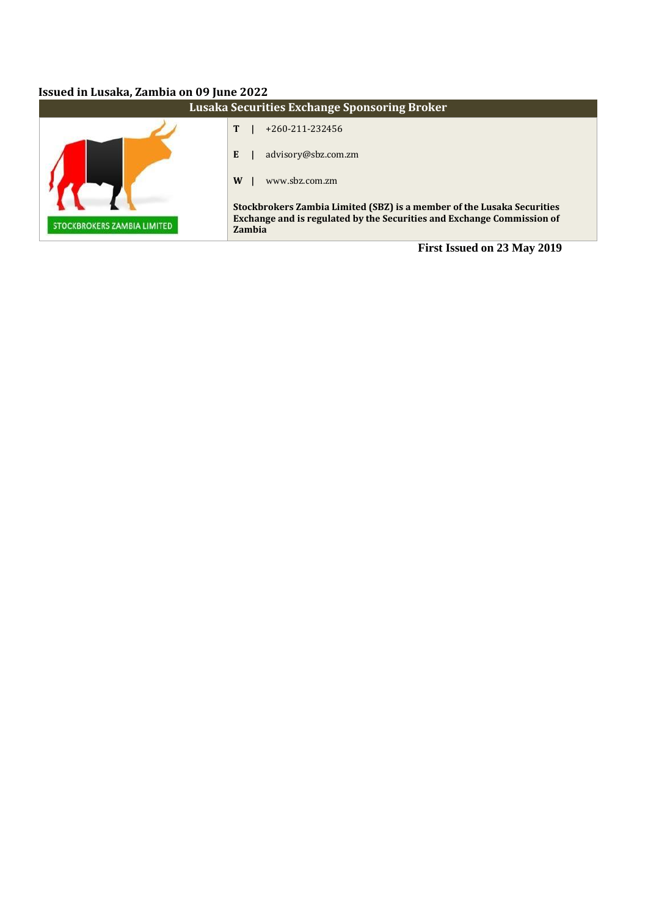**Issued in Lusaka, Zambia on 09 June 2022**

| Lusaka Securities Exchange Sponsoring Broker | |
|---|---|
| STOCKBROKERS ZAMBIA LIMITED | **T** \| +260-211-232456<br><br>**E** \| advisory@sbz.com.zm<br><br>**W** \| www.sbz.com.zm<br><br>**Stockbrokers Zambia Limited (SBZ) is a member of the Lusaka Securities Exchange and is regulated by the Securities and Exchange Commission of Zambia** |

**First Issued on 23 May 2019**